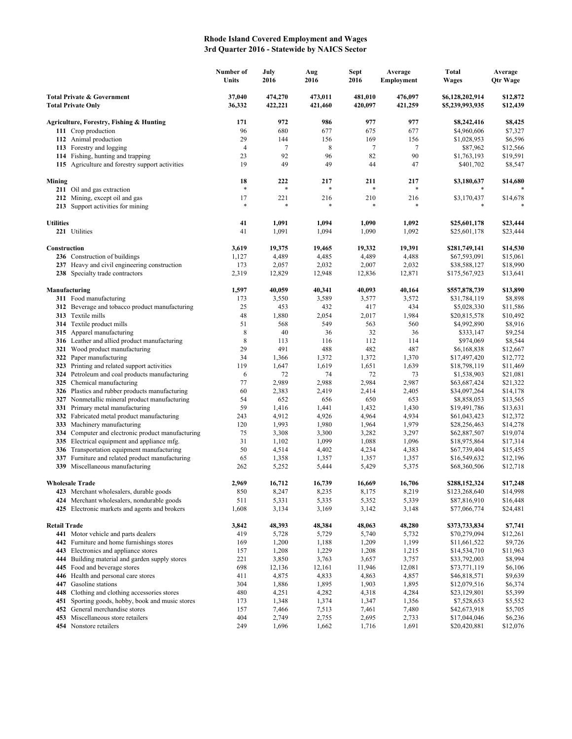# Rhode Island Covered Employment and Wages
## 3rd Quarter 2016 - Statewide by NAICS Sector

| | Number of Units | July 2016 | Aug 2016 | Sept 2016 | Average Employment | Total Wages | Average Qtr Wage |
|---|---|---|---|---|---|---|---|
| **Total Private & Government** | **37,040** | **474,270** | **473,011** | **481,010** | **476,097** | **$6,128,202,914** | **$12,872** |
| **Total Private Only** | **36,332** | **422,221** | **421,460** | **420,097** | **421,259** | **$5,239,993,935** | **$12,439** |
| **Agriculture, Forestry, Fishing & Hunting** | **171** | **972** | **986** | **977** | **977** | **$8,242,416** | **$8,425** |
| **111** Crop production | 96 | 680 | 677 | 675 | 677 | $4,960,606 | $7,327 |
| **112** Animal production | 29 | 144 | 156 | 169 | 156 | $1,028,953 | $6,596 |
| **113** Forestry and logging | 4 | 7 | 8 | 7 | 7 | $87,962 | $12,566 |
| **114** Fishing, hunting and trapping | 23 | 92 | 96 | 82 | 90 | $1,763,193 | $19,591 |
| **115** Agriculture and forestry support activities | 19 | 49 | 49 | 44 | 47 | $401,702 | $8,547 |
| **Mining** | **18** | **222** | **217** | **211** | **217** | **$3,180,637** | **$14,680** |
| **211** Oil and gas extraction | * | * | * | * | * | * | * |
| **212** Mining, except oil and gas | 17 | 221 | 216 | 210 | 216 | $3,170,437 | $14,678 |
| **213** Support activities for mining | * | * | * | * | * | * | * |
| **Utilities** | **41** | **1,091** | **1,094** | **1,090** | **1,092** | **$25,601,178** | **$23,444** |
| **221** Utilities | 41 | 1,091 | 1,094 | 1,090 | 1,092 | $25,601,178 | $23,444 |
| **Construction** | **3,619** | **19,375** | **19,465** | **19,332** | **19,391** | **$281,749,141** | **$14,530** |
| **236** Construction of buildings | 1,127 | 4,489 | 4,485 | 4,489 | 4,488 | $67,593,091 | $15,061 |
| **237** Heavy and civil engineering construction | 173 | 2,057 | 2,032 | 2,007 | 2,032 | $38,588,127 | $18,990 |
| **238** Specialty trade contractors | 2,319 | 12,829 | 12,948 | 12,836 | 12,871 | $175,567,923 | $13,641 |
| **Manufacturing** | **1,597** | **40,059** | **40,341** | **40,093** | **40,164** | **$557,878,739** | **$13,890** |
| **311** Food manufacturing | 173 | 3,550 | 3,589 | 3,577 | 3,572 | $31,784,119 | $8,898 |
| **312** Beverage and tobacco product manufacturing | 25 | 453 | 432 | 417 | 434 | $5,028,330 | $11,586 |
| **313** Textile mills | 48 | 1,880 | 2,054 | 2,017 | 1,984 | $20,815,578 | $10,492 |
| **314** Textile product mills | 51 | 568 | 549 | 563 | 560 | $4,992,890 | $8,916 |
| **315** Apparel manufacturing | 8 | 40 | 36 | 32 | 36 | $333,147 | $9,254 |
| **316** Leather and allied product manufacturing | 8 | 113 | 116 | 112 | 114 | $974,069 | $8,544 |
| **321** Wood product manufacturing | 29 | 491 | 488 | 482 | 487 | $6,168,838 | $12,667 |
| **322** Paper manufacturing | 34 | 1,366 | 1,372 | 1,372 | 1,370 | $17,497,420 | $12,772 |
| **323** Printing and related support activities | 119 | 1,647 | 1,619 | 1,651 | 1,639 | $18,798,119 | $11,469 |
| **324** Petroleum and coal products manufacturing | 6 | 72 | 74 | 72 | 73 | $1,538,903 | $21,081 |
| **325** Chemical manufacturing | 77 | 2,989 | 2,988 | 2,984 | 2,987 | $63,687,424 | $21,322 |
| **326** Plastics and rubber products manufacturing | 60 | 2,383 | 2,419 | 2,414 | 2,405 | $34,097,264 | $14,178 |
| **327** Nonmetallic mineral product manufacturing | 54 | 652 | 656 | 650 | 653 | $8,858,053 | $13,565 |
| **331** Primary metal manufacturing | 59 | 1,416 | 1,441 | 1,432 | 1,430 | $19,491,786 | $13,631 |
| **332** Fabricated metal product manufacturing | 243 | 4,912 | 4,926 | 4,964 | 4,934 | $61,043,423 | $12,372 |
| **333** Machinery manufacturing | 120 | 1,993 | 1,980 | 1,964 | 1,979 | $28,256,463 | $14,278 |
| **334** Computer and electronic product manufacturing | 75 | 3,308 | 3,300 | 3,282 | 3,297 | $62,887,507 | $19,074 |
| **335** Electrical equipment and appliance mfg. | 31 | 1,102 | 1,099 | 1,088 | 1,096 | $18,975,864 | $17,314 |
| **336** Transportation equipment manufacturing | 50 | 4,514 | 4,402 | 4,234 | 4,383 | $67,739,404 | $15,455 |
| **337** Furniture and related product manufacturing | 65 | 1,358 | 1,357 | 1,357 | 1,357 | $16,549,632 | $12,196 |
| **339** Miscellaneous manufacturing | 262 | 5,252 | 5,444 | 5,429 | 5,375 | $68,360,506 | $12,718 |
| **Wholesale Trade** | **2,969** | **16,712** | **16,739** | **16,669** | **16,706** | **$288,152,324** | **$17,248** |
| **423** Merchant wholesalers, durable goods | 850 | 8,247 | 8,235 | 8,175 | 8,219 | $123,268,640 | $14,998 |
| **424** Merchant wholesalers, nondurable goods | 511 | 5,331 | 5,335 | 5,352 | 5,339 | $87,816,910 | $16,448 |
| **425** Electronic markets and agents and brokers | 1,608 | 3,134 | 3,169 | 3,142 | 3,148 | $77,066,774 | $24,481 |
| **Retail Trade** | **3,842** | **48,393** | **48,384** | **48,063** | **48,280** | **$373,733,834** | **$7,741** |
| **441** Motor vehicle and parts dealers | 419 | 5,728 | 5,729 | 5,740 | 5,732 | $70,279,094 | $12,261 |
| **442** Furniture and home furnishings stores | 169 | 1,200 | 1,188 | 1,209 | 1,199 | $11,661,522 | $9,726 |
| **443** Electronics and appliance stores | 157 | 1,208 | 1,229 | 1,208 | 1,215 | $14,534,710 | $11,963 |
| **444** Building material and garden supply stores | 221 | 3,850 | 3,763 | 3,657 | 3,757 | $33,792,003 | $8,994 |
| **445** Food and beverage stores | 698 | 12,136 | 12,161 | 11,946 | 12,081 | $73,771,119 | $6,106 |
| **446** Health and personal care stores | 411 | 4,875 | 4,833 | 4,863 | 4,857 | $46,818,571 | $9,639 |
| **447** Gasoline stations | 304 | 1,886 | 1,895 | 1,903 | 1,895 | $12,079,516 | $6,374 |
| **448** Clothing and clothing accessories stores | 480 | 4,251 | 4,282 | 4,318 | 4,284 | $23,129,801 | $5,399 |
| **451** Sporting goods, hobby, book and music stores | 173 | 1,348 | 1,374 | 1,347 | 1,356 | $7,528,653 | $5,552 |
| **452** General merchandise stores | 157 | 7,466 | 7,513 | 7,461 | 7,480 | $42,673,918 | $5,705 |
| **453** Miscellaneous store retailers | 404 | 2,749 | 2,755 | 2,695 | 2,733 | $17,044,046 | $6,236 |
| **454** Nonstore retailers | 249 | 1,696 | 1,662 | 1,716 | 1,691 | $20,420,881 | $12,076 |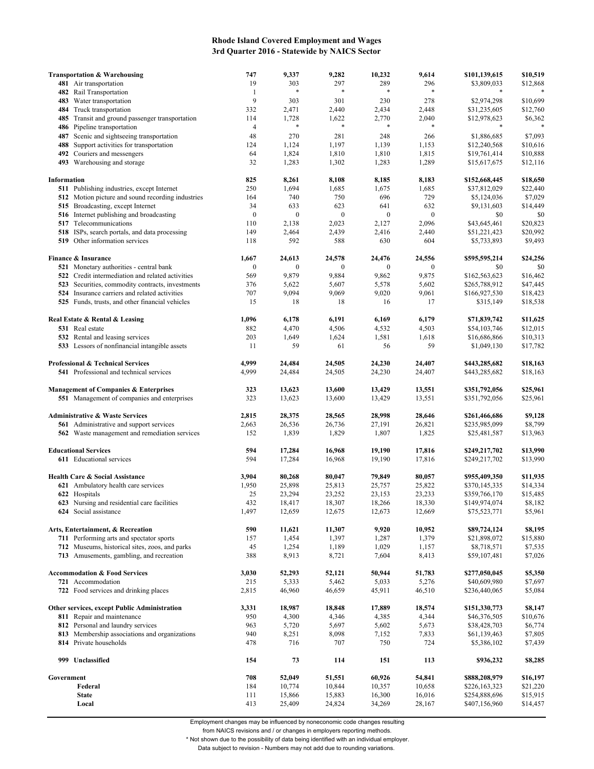# Rhode Island Covered Employment and Wages
## 3rd Quarter 2016 - Statewide by NAICS Sector

| | | | | | | | |
|---|---|---|---|---|---|---|---|
| **Transportation & Warehousing** | **747** | **9,337** | **9,282** | **10,232** | **9,614** | **$101,139,615** | **$10,519** |
| 481 Air transportation | 19 | 303 | 297 | 289 | 296 | $3,809,033 | $12,868 |
| 482 Rail Transportation | 1 | * | * | * | * | * | * |
| 483 Water transportation | 9 | 303 | 301 | 230 | 278 | $2,974,298 | $10,699 |
| 484 Truck transportation | 332 | 2,471 | 2,440 | 2,434 | 2,448 | $31,235,605 | $12,760 |
| 485 Transit and ground passenger transportation | 114 | 1,728 | 1,622 | 2,770 | 2,040 | $12,978,623 | $6,362 |
| 486 Pipeline transportation | 4 | * | * | * | * | * | * |
| 487 Scenic and sightseeing transportation | 48 | 270 | 281 | 248 | 266 | $1,886,685 | $7,093 |
| 488 Support activities for transportation | 124 | 1,124 | 1,197 | 1,139 | 1,153 | $12,240,568 | $10,616 |
| 492 Couriers and messengers | 64 | 1,824 | 1,810 | 1,810 | 1,815 | $19,761,414 | $10,888 |
| 493 Warehousing and storage | 32 | 1,283 | 1,302 | 1,283 | 1,289 | $15,617,675 | $12,116 |
| **Information** | **825** | **8,261** | **8,108** | **8,185** | **8,183** | **$152,668,445** | **$18,650** |
| 511 Publishing industries, except Internet | 250 | 1,694 | 1,685 | 1,675 | 1,685 | $37,812,029 | $22,440 |
| 512 Motion picture and sound recording industries | 164 | 740 | 750 | 696 | 729 | $5,124,036 | $7,029 |
| 515 Broadcasting, except Internet | 34 | 633 | 623 | 641 | 632 | $9,131,603 | $14,449 |
| 516 Internet publishing and broadcasting | 0 | 0 | 0 | 0 | 0 | $0 | $0 |
| 517 Telecommunications | 110 | 2,138 | 2,023 | 2,127 | 2,096 | $43,645,461 | $20,823 |
| 518 ISPs, search portals, and data processing | 149 | 2,464 | 2,439 | 2,416 | 2,440 | $51,221,423 | $20,992 |
| 519 Other information services | 118 | 592 | 588 | 630 | 604 | $5,733,893 | $9,493 |
| **Finance & Insurance** | **1,667** | **24,613** | **24,578** | **24,476** | **24,556** | **$595,595,214** | **$24,256** |
| 521 Monetary authorities - central bank | 0 | 0 | 0 | 0 | 0 | $0 | $0 |
| 522 Credit intermediation and related activities | 569 | 9,879 | 9,884 | 9,862 | 9,875 | $162,563,623 | $16,462 |
| 523 Securities, commodity contracts, investments | 376 | 5,622 | 5,607 | 5,578 | 5,602 | $265,788,912 | $47,445 |
| 524 Insurance carriers and related activities | 707 | 9,094 | 9,069 | 9,020 | 9,061 | $166,927,530 | $18,423 |
| 525 Funds, trusts, and other financial vehicles | 15 | 18 | 18 | 16 | 17 | $315,149 | $18,538 |
| **Real Estate & Rental & Leasing** | **1,096** | **6,178** | **6,191** | **6,169** | **6,179** | **$71,839,742** | **$11,625** |
| 531 Real estate | 882 | 4,470 | 4,506 | 4,532 | 4,503 | $54,103,746 | $12,015 |
| 532 Rental and leasing services | 203 | 1,649 | 1,624 | 1,581 | 1,618 | $16,686,866 | $10,313 |
| 533 Lessors of nonfinancial intangible assets | 11 | 59 | 61 | 56 | 59 | $1,049,130 | $17,782 |
| **Professional & Technical Services** | **4,999** | **24,484** | **24,505** | **24,230** | **24,407** | **$443,285,682** | **$18,163** |
| 541 Professional and technical services | 4,999 | 24,484 | 24,505 | 24,230 | 24,407 | $443,285,682 | $18,163 |
| **Management of Companies & Enterprises** | **323** | **13,623** | **13,600** | **13,429** | **13,551** | **$351,792,056** | **$25,961** |
| 551 Management of companies and enterprises | 323 | 13,623 | 13,600 | 13,429 | 13,551 | $351,792,056 | $25,961 |
| **Administrative & Waste Services** | **2,815** | **28,375** | **28,565** | **28,998** | **28,646** | **$261,466,686** | **$9,128** |
| 561 Administrative and support services | 2,663 | 26,536 | 26,736 | 27,191 | 26,821 | $235,985,099 | $8,799 |
| 562 Waste management and remediation services | 152 | 1,839 | 1,829 | 1,807 | 1,825 | $25,481,587 | $13,963 |
| **Educational Services** | **594** | **17,284** | **16,968** | **19,190** | **17,816** | **$249,217,702** | **$13,990** |
| 611 Educational services | 594 | 17,284 | 16,968 | 19,190 | 17,816 | $249,217,702 | $13,990 |
| **Health Care & Social Assistance** | **3,904** | **80,268** | **80,047** | **79,849** | **80,057** | **$955,409,350** | **$11,935** |
| 621 Ambulatory health care services | 1,950 | 25,898 | 25,813 | 25,757 | 25,822 | $370,145,335 | $14,334 |
| 622 Hospitals | 25 | 23,294 | 23,252 | 23,153 | 23,233 | $359,766,170 | $15,485 |
| 623 Nursing and residential care facilities | 432 | 18,417 | 18,307 | 18,266 | 18,330 | $149,974,074 | $8,182 |
| 624 Social assistance | 1,497 | 12,659 | 12,675 | 12,673 | 12,669 | $75,523,771 | $5,961 |
| **Arts, Entertainment, & Recreation** | **590** | **11,621** | **11,307** | **9,920** | **10,952** | **$89,724,124** | **$8,195** |
| 711 Performing arts and spectator sports | 157 | 1,454 | 1,397 | 1,287 | 1,379 | $21,898,072 | $15,880 |
| 712 Museums, historical sites, zoos, and parks | 45 | 1,254 | 1,189 | 1,029 | 1,157 | $8,718,571 | $7,535 |
| 713 Amusements, gambling, and recreation | 388 | 8,913 | 8,721 | 7,604 | 8,413 | $59,107,481 | $7,026 |
| **Accommodation & Food Services** | **3,030** | **52,293** | **52,121** | **50,944** | **51,783** | **$277,050,045** | **$5,350** |
| 721 Accommodation | 215 | 5,333 | 5,462 | 5,033 | 5,276 | $40,609,980 | $7,697 |
| 722 Food services and drinking places | 2,815 | 46,960 | 46,659 | 45,911 | 46,510 | $236,440,065 | $5,084 |
| **Other services, except Public Administration** | **3,331** | **18,987** | **18,848** | **17,889** | **18,574** | **$151,330,773** | **$8,147** |
| 811 Repair and maintenance | 950 | 4,300 | 4,346 | 4,385 | 4,344 | $46,376,505 | $10,676 |
| 812 Personal and laundry services | 963 | 5,720 | 5,697 | 5,602 | 5,673 | $38,428,703 | $6,774 |
| 813 Membership associations and organizations | 940 | 8,251 | 8,098 | 7,152 | 7,833 | $61,139,463 | $7,805 |
| 814 Private households | 478 | 716 | 707 | 750 | 724 | $5,386,102 | $7,439 |
| **999 Unclassified** | **154** | **73** | **114** | **151** | **113** | **$936,232** | **$8,285** |
| **Government** | **708** | **52,049** | **51,551** | **60,926** | **54,841** | **$888,208,979** | **$16,197** |
| **Federal** | 184 | 10,774 | 10,844 | 10,357 | 10,658 | $226,163,323 | $21,220 |
| **State** | 111 | 15,866 | 15,883 | 16,300 | 16,016 | $254,888,696 | $15,915 |
| **Local** | 413 | 25,409 | 24,824 | 34,269 | 28,167 | $407,156,960 | $14,457 |

Employment changes may be influenced by noneconomic code changes resulting from NAICS revisions and / or changes in employers reporting methods.

\* Not shown due to the possibility of data being identified with an individual employer.

Data subject to revision - Numbers may not add due to rounding variations.